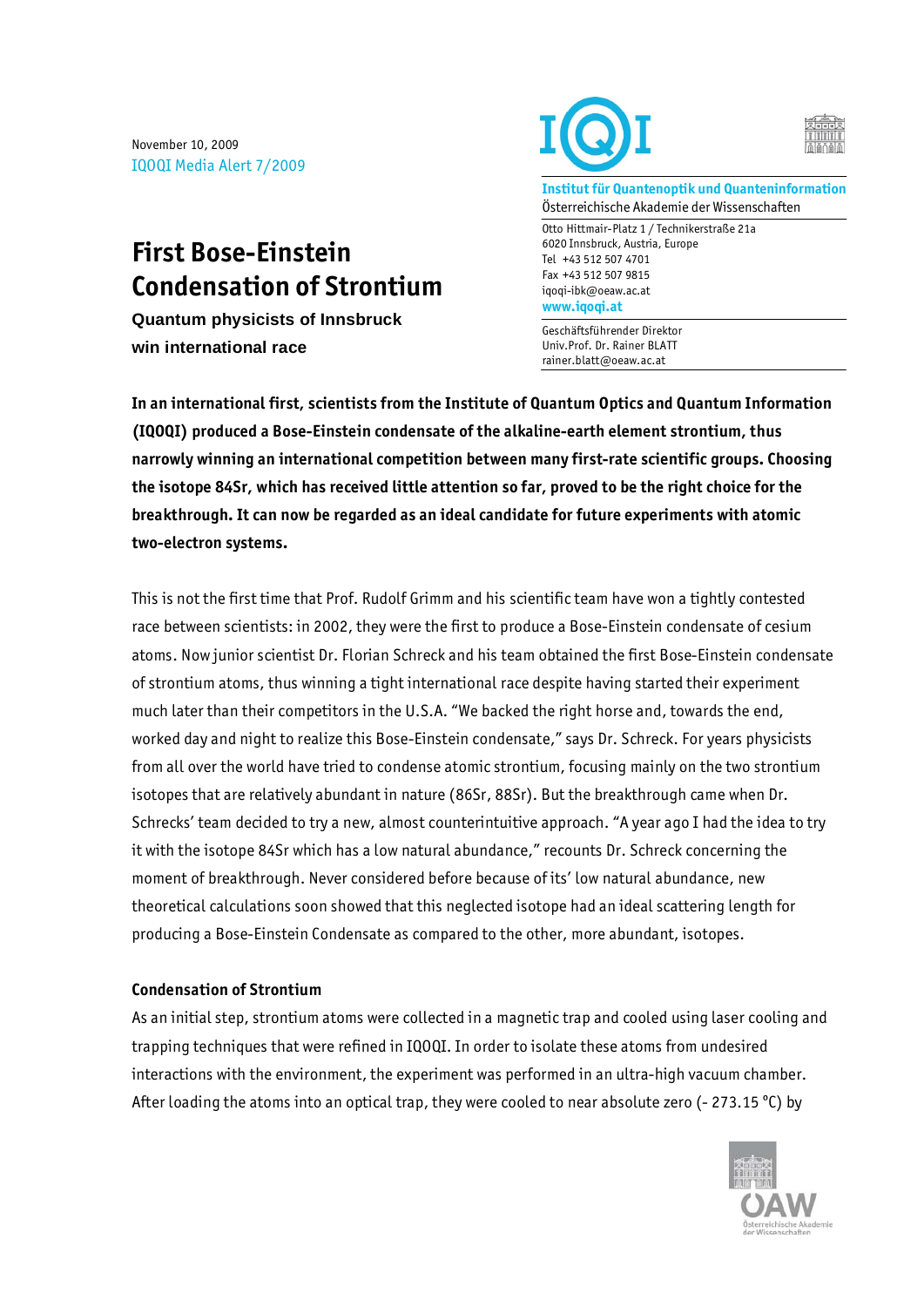November 10, 2009
IQOQI Media Alert 7/2009

**Institut für Quantenoptik und Quanteninformation**
Österreichische Akademie der Wissenschaften

Otto Hittmair-Platz 1 / Technikerstraße 21a
6020 Innsbruck, Austria, Europe
Tel +43 512 507 4701
Fax +43 512 507 9815
iqoqi-ibk@oeaw.ac.at
www.iqoqi.at

Geschäftsführender Direktor
Univ.Prof. Dr. Rainer BLATT
rainer.blatt@oeaw.ac.at

# First Bose-Einstein Condensation of Strontium

**Quantum physicists of Innsbruck win international race**

**In an international first, scientists from the Institute of Quantum Optics and Quantum Information (IQOQI) produced a Bose-Einstein condensate of the alkaline-earth element strontium, thus narrowly winning an international competition between many first-rate scientific groups. Choosing the isotope 84Sr, which has received little attention so far, proved to be the right choice for the breakthrough. It can now be regarded as an ideal candidate for future experiments with atomic two-electron systems.**

This is not the first time that Prof. Rudolf Grimm and his scientific team have won a tightly contested race between scientists: in 2002, they were the first to produce a Bose-Einstein condensate of cesium atoms. Now junior scientist Dr. Florian Schreck and his team obtained the first Bose-Einstein condensate of strontium atoms, thus winning a tight international race despite having started their experiment much later than their competitors in the U.S.A. “We backed the right horse and, towards the end, worked day and night to realize this Bose-Einstein condensate,” says Dr. Schreck. For years physicists from all over the world have tried to condense atomic strontium, focusing mainly on the two strontium isotopes that are relatively abundant in nature (86Sr, 88Sr). But the breakthrough came when Dr. Schrecks’ team decided to try a new, almost counterintuitive approach. “A year ago I had the idea to try it with the isotope 84Sr which has a low natural abundance,” recounts Dr. Schreck concerning the moment of breakthrough. Never considered before because of its’ low natural abundance, new theoretical calculations soon showed that this neglected isotope had an ideal scattering length for producing a Bose-Einstein Condensate as compared to the other, more abundant, isotopes.

### Condensation of Strontium

As an initial step, strontium atoms were collected in a magnetic trap and cooled using laser cooling and trapping techniques that were refined in IQOQI. In order to isolate these atoms from undesired interactions with the environment, the experiment was performed in an ultra-high vacuum chamber. After loading the atoms into an optical trap, they were cooled to near absolute zero (- 273.15 °C) by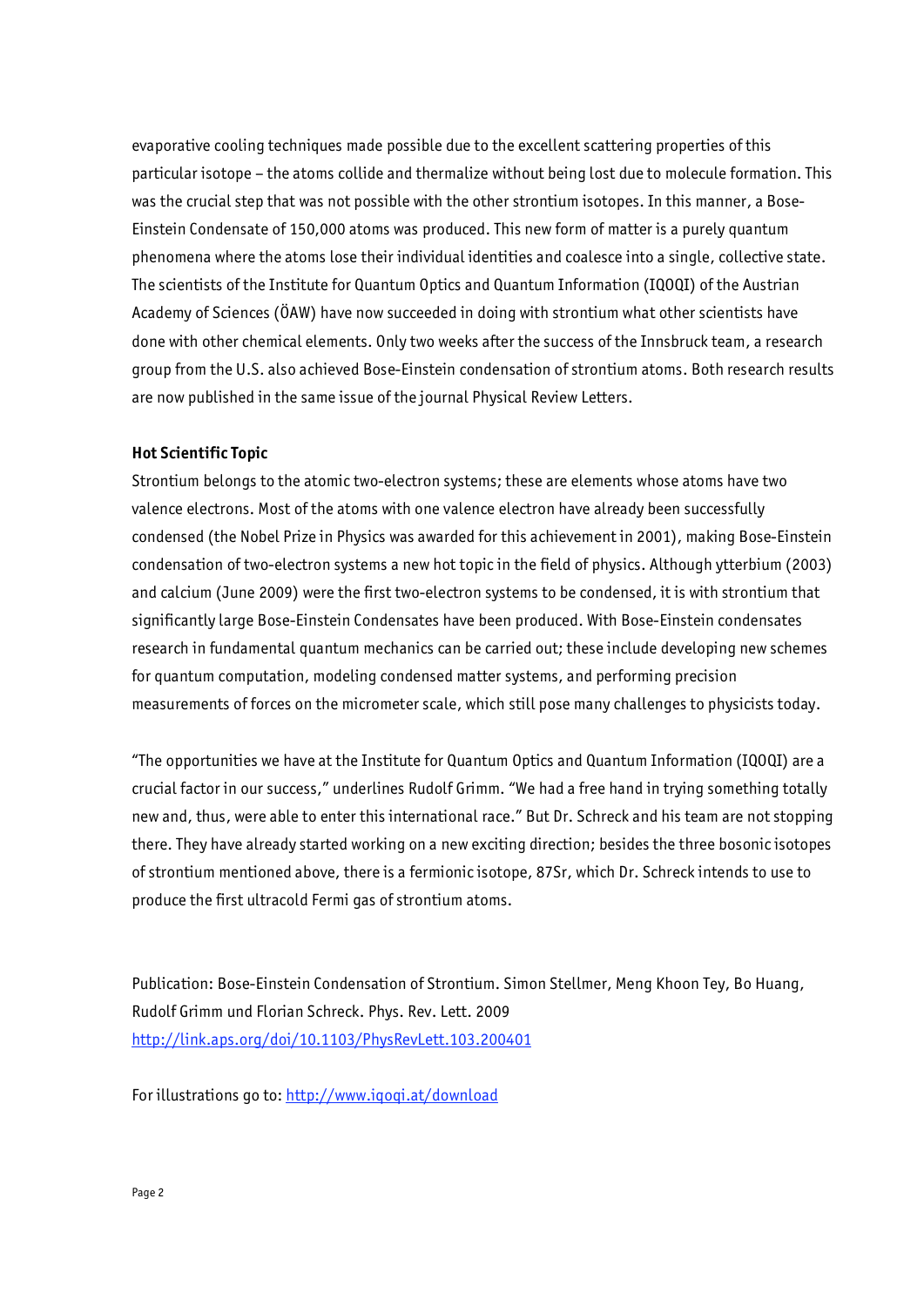evaporative cooling techniques made possible due to the excellent scattering properties of this particular isotope – the atoms collide and thermalize without being lost due to molecule formation. This was the crucial step that was not possible with the other strontium isotopes. In this manner, a Bose-Einstein Condensate of 150,000 atoms was produced. This new form of matter is a purely quantum phenomena where the atoms lose their individual identities and coalesce into a single, collective state. The scientists of the Institute for Quantum Optics and Quantum Information (IQOQI) of the Austrian Academy of Sciences (ÖAW) have now succeeded in doing with strontium what other scientists have done with other chemical elements. Only two weeks after the success of the Innsbruck team, a research group from the U.S. also achieved Bose-Einstein condensation of strontium atoms. Both research results are now published in the same issue of the journal Physical Review Letters.

**Hot Scientific Topic**

Strontium belongs to the atomic two-electron systems; these are elements whose atoms have two valence electrons. Most of the atoms with one valence electron have already been successfully condensed (the Nobel Prize in Physics was awarded for this achievement in 2001), making Bose-Einstein condensation of two-electron systems a new hot topic in the field of physics. Although ytterbium (2003) and calcium (June 2009) were the first two-electron systems to be condensed, it is with strontium that significantly large Bose-Einstein Condensates have been produced. With Bose-Einstein condensates research in fundamental quantum mechanics can be carried out; these include developing new schemes for quantum computation, modeling condensed matter systems, and performing precision measurements of forces on the micrometer scale, which still pose many challenges to physicists today.

"The opportunities we have at the Institute for Quantum Optics and Quantum Information (IQOQI) are a crucial factor in our success," underlines Rudolf Grimm. "We had a free hand in trying something totally new and, thus, were able to enter this international race." But Dr. Schreck and his team are not stopping there. They have already started working on a new exciting direction; besides the three bosonic isotopes of strontium mentioned above, there is a fermionic isotope, 87Sr, which Dr. Schreck intends to use to produce the first ultracold Fermi gas of strontium atoms.

Publication: Bose-Einstein Condensation of Strontium. Simon Stellmer, Meng Khoon Tey, Bo Huang, Rudolf Grimm und Florian Schreck. Phys. Rev. Lett. 2009
http://link.aps.org/doi/10.1103/PhysRevLett.103.200401

For illustrations go to: http://www.iqoqi.at/download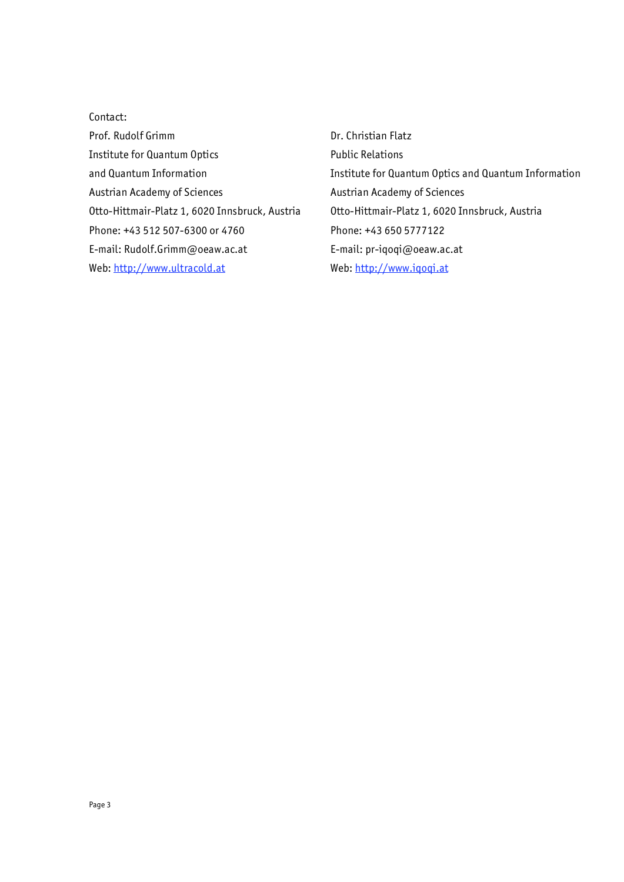Contact:

Prof. Rudolf Grimm
Institute for Quantum Optics
and Quantum Information
Austrian Academy of Sciences
Otto-Hittmair-Platz 1, 6020 Innsbruck, Austria
Phone: +43 512 507-6300 or 4760
E-mail: Rudolf.Grimm@oeaw.ac.at
Web: [http://www.ultracold.at](http://www.ultracold.at)

Dr. Christian Flatz
Public Relations
Institute for Quantum Optics and Quantum Information
Austrian Academy of Sciences
Otto-Hittmair-Platz 1, 6020 Innsbruck, Austria
Phone: +43 650 5777122
E-mail: pr-iqoqi@oeaw.ac.at
Web: [http://www.iqoqi.at](http://www.iqoqi.at)